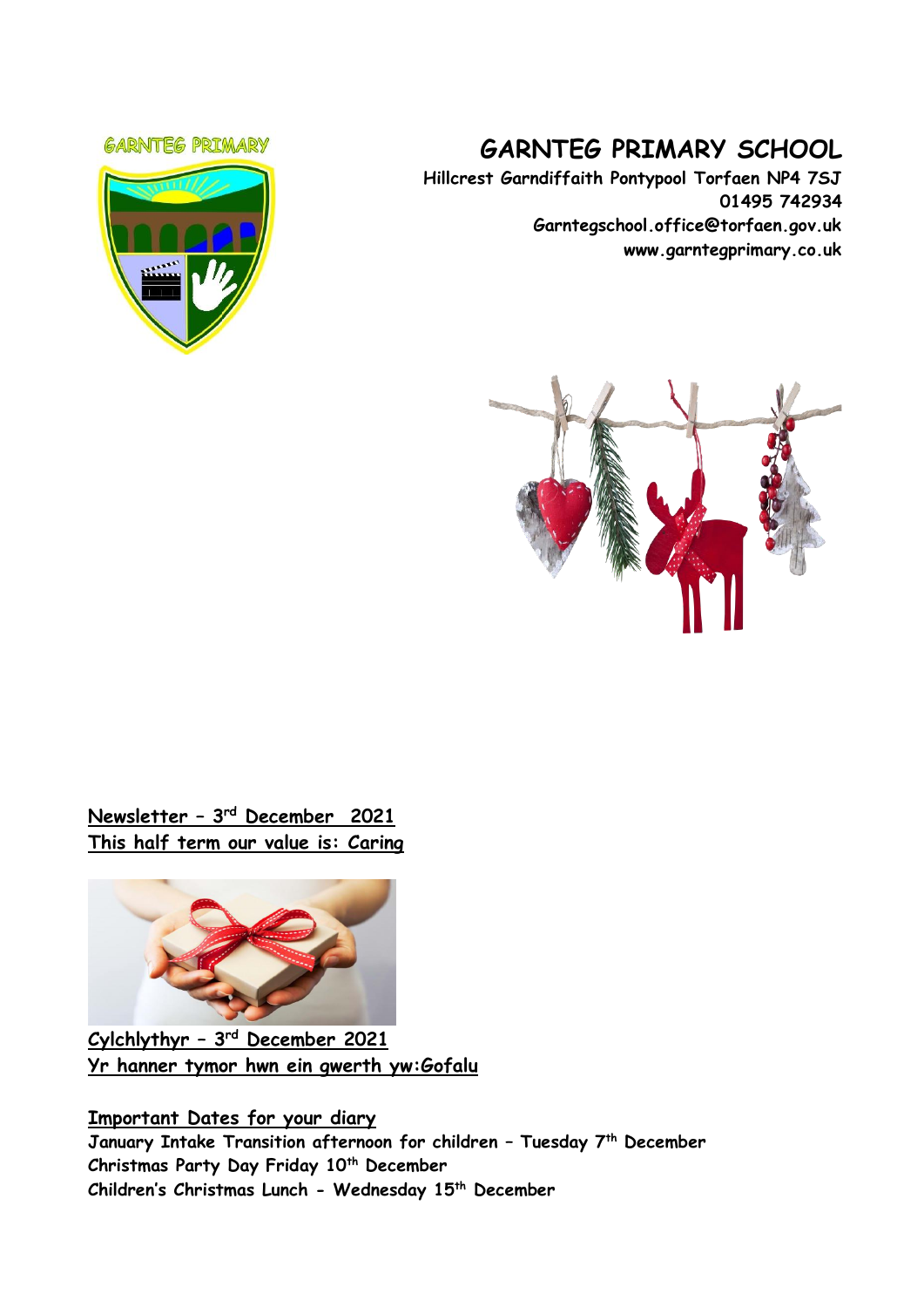GARNTEG PRIMARY

# GARNTEG PRIMARY SCHOOL

**Hillcrest Garndiffaith Pontypool Torfaen NP4 7SJ**
**01495 742934**
**Garntegschool.office@torfaen.gov.uk**
**www.garntegprimary.co.uk**

**Newsletter – 3rd December 2021**
**This half term our value is: Caring**

**Cylchlythyr – 3rd December 2021**
**Yr hanner tymor hwn ein gwerth yw:Gofalu**

**Important Dates for your diary**

**January Intake Transition afternoon for children – Tuesday 7th December**
**Christmas Party Day Friday 10th December**
**Children's Christmas Lunch - Wednesday 15th December**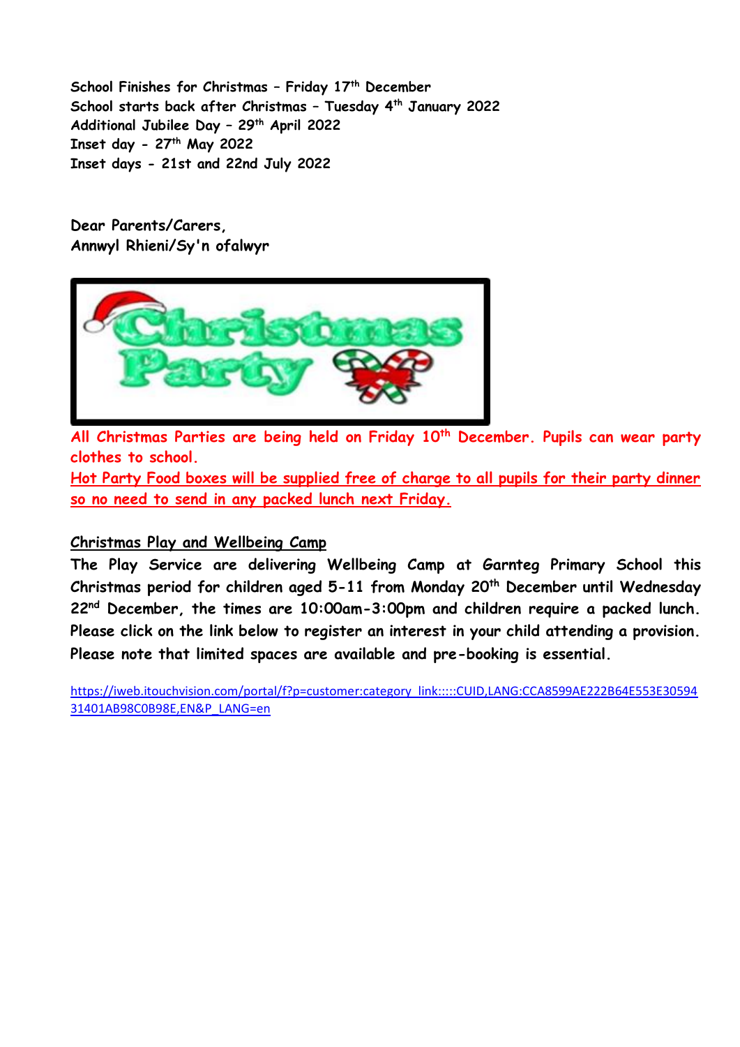**School Finishes for Christmas – Friday 17th December**
**School starts back after Christmas – Tuesday 4th January 2022**
**Additional Jubilee Day – 29th April 2022**
**Inset day - 27th May 2022**
**Inset days - 21st and 22nd July 2022**

**Dear Parents/Carers,**
**Annwyl Rhieni/Sy'n ofalwyr**

**All Christmas Parties are being held on Friday 10th December. Pupils can wear party clothes to school.**
**Hot Party Food boxes will be supplied free of charge to all pupils for their party dinner so no need to send in any packed lunch next Friday.**

**Christmas Play and Wellbeing Camp**

**The Play Service are delivering Wellbeing Camp at Garnteg Primary School this Christmas period for children aged 5-11 from Monday 20th December until Wednesday 22nd December, the times are 10:00am-3:00pm and children require a packed lunch. Please click on the link below to register an interest in your child attending a provision. Please note that limited spaces are available and pre-booking is essential.**

https://iweb.itouchvision.com/portal/f?p=customer:category_link:::::CUID,LANG:CCA8599AE222B64E553E3059431401AB98C0B98E,EN&P_LANG=en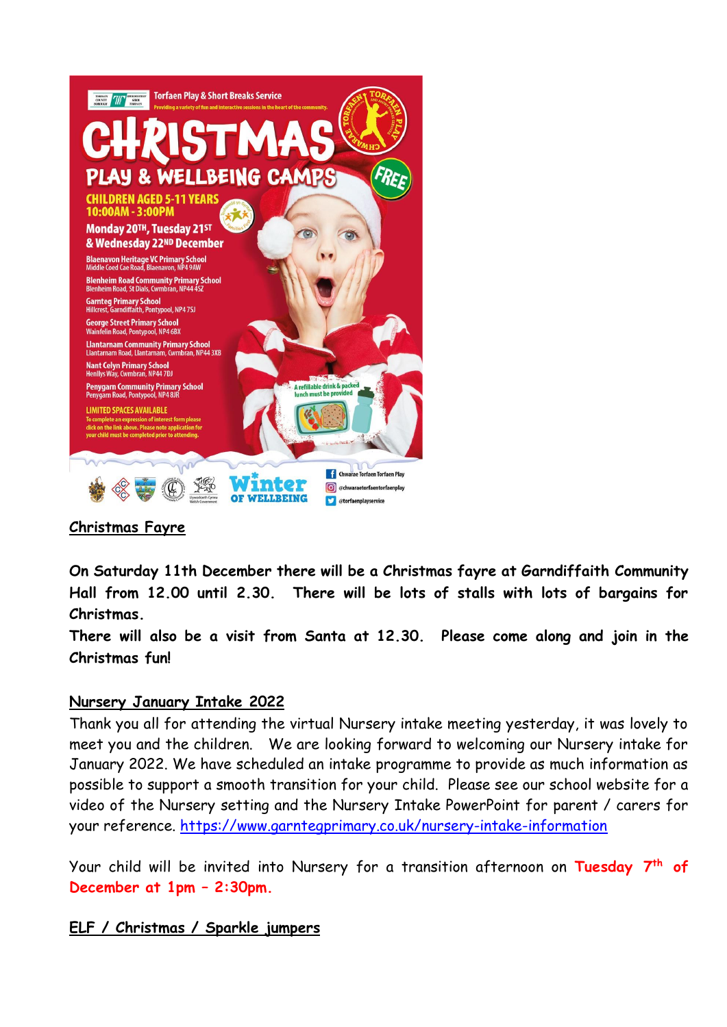Torfaen Play & Short Breaks Service

Providing a variety of fun and interactive sessions in the heart of the community.

# CHRISTMAS

## PLAY & WELLBEING CAMPS

FREE

**CHILDREN AGED 5-11 YEARS**
**10:00AM - 3:00PM**

**Monday 20TH, Tuesday 21ST & Wednesday 22ND December**

**Blaenavon Heritage VC Primary School**
Middle Coed Cae Road, Blaenavon, NP4 9AW

**Blenheim Road Community Primary School**
Blenheim Road, St Dials, Cwmbran, NP44 4SZ

**Garnteg Primary School**
Hillcrest, Garndiffaith, Pontypool, NP4 7SJ

**George Street Primary School**
Wainfelin Road, Pontypool, NP4 6BX

**Llantarnam Community Primary School**
Llantarnam Road, Llantarnam, Cwmbran, NP44 3XB

**Nant Celyn Primary School**
Henllys Way, Cwmbran, NP44 7DJ

**Penygarn Community Primary School**
Penygarn Road, Pontypool, NP4 8JR

**LIMITED SPACES AVAILABLE**
To complete an expression of interest form please click on the link above. Please note application for your child must be completed prior to attending.

A refillable drink & packed lunch must be provided

Winter of Wellbeing

Chwarae Torfaen Torfaen Play
@chwaraetorfaentorfaenplay
@torfaenplayservice

## Christmas Fayre

**On Saturday 11th December there will be a Christmas fayre at Garndiffaith Community Hall from 12.00 until 2.30. There will be lots of stalls with lots of bargains for Christmas.**
**There will also be a visit from Santa at 12.30. Please come along and join in the Christmas fun!**

## Nursery January Intake 2022

Thank you all for attending the virtual Nursery intake meeting yesterday, it was lovely to meet you and the children. We are looking forward to welcoming our Nursery intake for January 2022. We have scheduled an intake programme to provide as much information as possible to support a smooth transition for your child. Please see our school website for a video of the Nursery setting and the Nursery Intake PowerPoint for parent / carers for your reference. https://www.garntegprimary.co.uk/nursery-intake-information

Your child will be invited into Nursery for a transition afternoon on **Tuesday 7th of December at 1pm – 2:30pm.**

## ELF / Christmas / Sparkle jumpers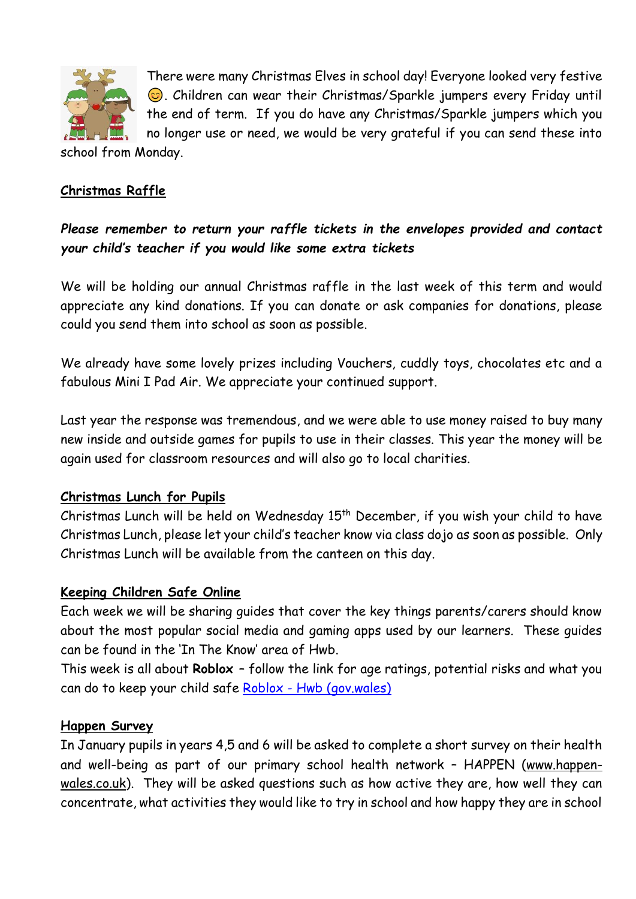There were many Christmas Elves in school day! Everyone looked very festive 😊. Children can wear their Christmas/Sparkle jumpers every Friday until the end of term. If you do have any Christmas/Sparkle jumpers which you no longer use or need, we would be very grateful if you can send these into school from Monday.

**Christmas Raffle**

***Please remember to return your raffle tickets in the envelopes provided and contact your child's teacher if you would like some extra tickets***

We will be holding our annual Christmas raffle in the last week of this term and would appreciate any kind donations. If you can donate or ask companies for donations, please could you send them into school as soon as possible.

We already have some lovely prizes including Vouchers, cuddly toys, chocolates etc and a fabulous Mini I Pad Air. We appreciate your continued support.

Last year the response was tremendous, and we were able to use money raised to buy many new inside and outside games for pupils to use in their classes. This year the money will be again used for classroom resources and will also go to local charities.

**Christmas Lunch for Pupils**

Christmas Lunch will be held on Wednesday 15th December, if you wish your child to have Christmas Lunch, please let your child's teacher know via class dojo as soon as possible. Only Christmas Lunch will be available from the canteen on this day.

**Keeping Children Safe Online**

Each week we will be sharing guides that cover the key things parents/carers should know about the most popular social media and gaming apps used by our learners. These guides can be found in the 'In The Know' area of Hwb.

This week is all about **Roblox** – follow the link for age ratings, potential risks and what you can do to keep your child safe [Roblox - Hwb (gov.wales)]

**Happen Survey**

In January pupils in years 4,5 and 6 will be asked to complete a short survey on their health and well-being as part of our primary school health network – HAPPEN (www.happen-wales.co.uk). They will be asked questions such as how active they are, how well they can concentrate, what activities they would like to try in school and how happy they are in school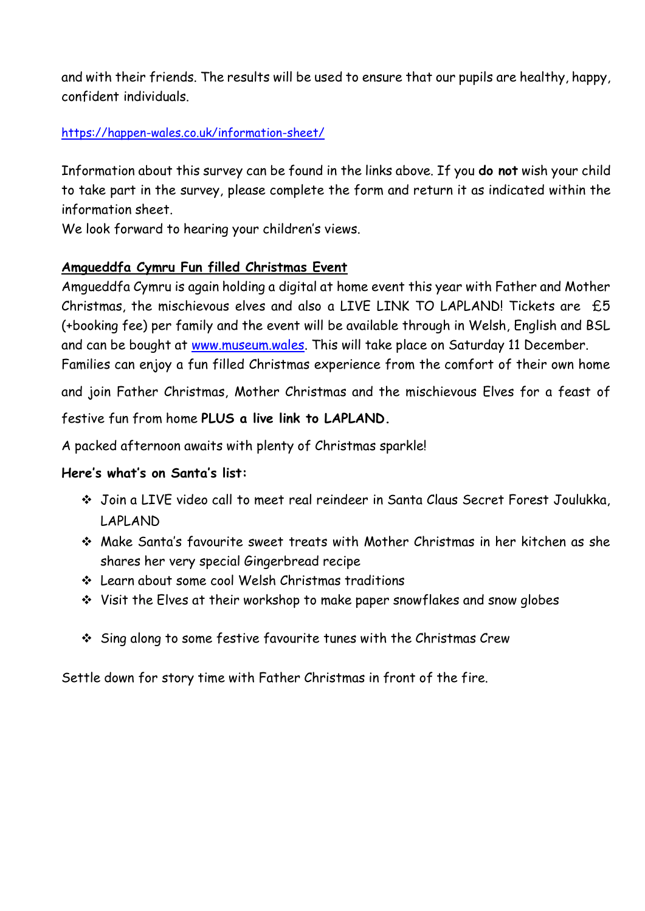and with their friends. The results will be used to ensure that our pupils are healthy, happy, confident individuals.

https://happen-wales.co.uk/information-sheet/

Information about this survey can be found in the links above. If you **do not** wish your child to take part in the survey, please complete the form and return it as indicated within the information sheet.

We look forward to hearing your children's views.

## Amgueddfa Cymru Fun filled Christmas Event

Amgueddfa Cymru is again holding a digital at home event this year with Father and Mother Christmas, the mischievous elves and also a LIVE LINK TO LAPLAND! Tickets are £5 (+booking fee) per family and the event will be available through in Welsh, English and BSL and can be bought at www.museum.wales. This will take place on Saturday 11 December.

Families can enjoy a fun filled Christmas experience from the comfort of their own home and join Father Christmas, Mother Christmas and the mischievous Elves for a feast of festive fun from home **PLUS a live link to LAPLAND.**

A packed afternoon awaits with plenty of Christmas sparkle!

**Here's what's on Santa's list:**

- Join a LIVE video call to meet real reindeer in Santa Claus Secret Forest Joulukka, LAPLAND
- Make Santa's favourite sweet treats with Mother Christmas in her kitchen as she shares her very special Gingerbread recipe
- Learn about some cool Welsh Christmas traditions
- Visit the Elves at their workshop to make paper snowflakes and snow globes
- Sing along to some festive favourite tunes with the Christmas Crew

Settle down for story time with Father Christmas in front of the fire.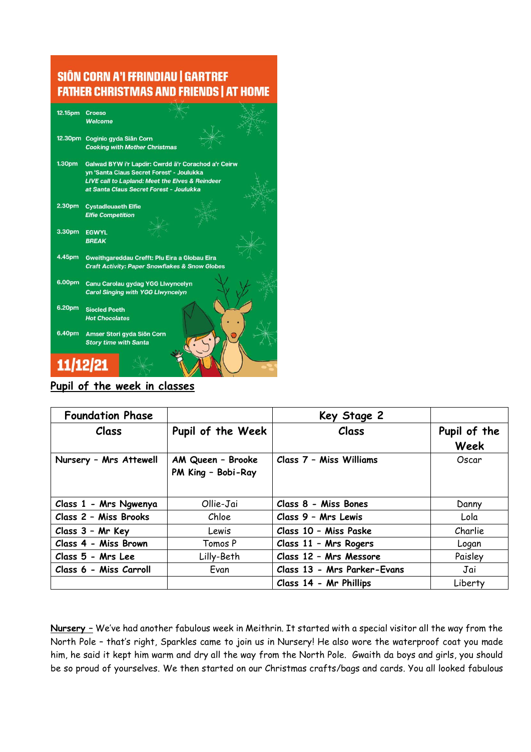## SIÔN CORN A'I FFRINDIAU | GARTREF
## FATHER CHRISTMAS AND FRIENDS | AT HOME

12.15pm Croeso
*Welcome*

12.30pm Coginio gyda Siân Corn
*Cooking with Mother Christmas*

1.30pm Galwad BYW i'r Lapdir: Cwrdd â'r Corachod a'r Ceirw yn 'Santa Claus Secret Forest' - Joulukka
*LIVE call to Lapland: Meet the Elves & Reindeer at Santa Claus Secret Forest - Joulukka*

2.30pm Cystadleuaeth Elfie
*Elfie Competition*

3.30pm EGWYL
*BREAK*

4.45pm Gweithgareddau Crefft: Plu Eira a Globau Eira
*Craft Activity: Paper Snowflakes & Snow Globes*

6.00pm Canu Carolau gydag YGG Llwyncelyn
*Carol Singing with YGG Llwyncelyn*

6.20pm Siocled Poeth
*Hot Chocolates*

6.40pm Amser Stori gyda Siôn Corn
*Story time with Santa*

**11/12/21**

**Pupil of the week in classes**

| Foundation Phase | | Key Stage 2 | |
|---|---|---|---|
| Class | Pupil of the Week | Class | Pupil of the Week |
| Nursery - Mrs Attewell | AM Queen - Brooke<br>PM King - Bobi-Ray | Class 7 - Miss Williams | Oscar |
| Class 1 - Mrs Ngwenya | Ollie-Jai | Class 8 - Miss Bones | Danny |
| Class 2 - Miss Brooks | Chloe | Class 9 - Mrs Lewis | Lola |
| Class 3 - Mr Key | Lewis | Class 10 - Miss Paske | Charlie |
| Class 4 - Miss Brown | Tomos P | Class 11 - Mrs Rogers | Logan |
| Class 5 - Mrs Lee | Lilly-Beth | Class 12 - Mrs Messore | Paisley |
| Class 6 - Miss Carroll | Evan | Class 13 - Mrs Parker-Evans | Jai |
| | | Class 14 - Mr Phillips | Liberty |

**Nursery** – We've had another fabulous week in Meithrin. It started with a special visitor all the way from the North Pole – that's right, Sparkles came to join us in Nursery! He also wore the waterproof coat you made him, he said it kept him warm and dry all the way from the North Pole. Gwaith da boys and girls, you should be so proud of yourselves. We then started on our Christmas crafts/bags and cards. You all looked fabulous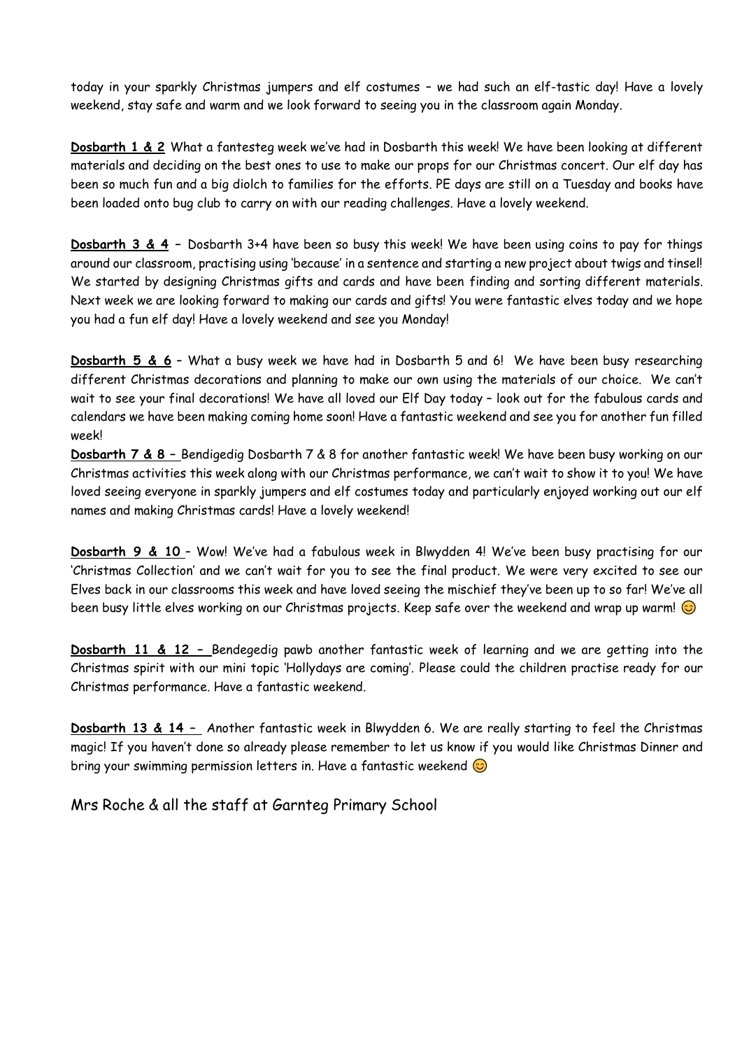today in your sparkly Christmas jumpers and elf costumes – we had such an elf-tastic day! Have a lovely weekend, stay safe and warm and we look forward to seeing you in the classroom again Monday.

**Dosbarth 1 & 2** What a fantesteg week we've had in Dosbarth this week! We have been looking at different materials and deciding on the best ones to use to make our props for our Christmas concert. Our elf day has been so much fun and a big diolch to families for the efforts. PE days are still on a Tuesday and books have been loaded onto bug club to carry on with our reading challenges. Have a lovely weekend.

**Dosbarth 3 & 4** – Dosbarth 3+4 have been so busy this week! We have been using coins to pay for things around our classroom, practising using 'because' in a sentence and starting a new project about twigs and tinsel! We started by designing Christmas gifts and cards and have been finding and sorting different materials. Next week we are looking forward to making our cards and gifts! You were fantastic elves today and we hope you had a fun elf day! Have a lovely weekend and see you Monday!

**Dosbarth 5 & 6** – What a busy week we have had in Dosbarth 5 and 6! We have been busy researching different Christmas decorations and planning to make our own using the materials of our choice. We can't wait to see your final decorations! We have all loved our Elf Day today – look out for the fabulous cards and calendars we have been making coming home soon! Have a fantastic weekend and see you for another fun filled week!

**Dosbarth 7 & 8 –** Bendigedig Dosbarth 7 & 8 for another fantastic week! We have been busy working on our Christmas activities this week along with our Christmas performance, we can't wait to show it to you! We have loved seeing everyone in sparkly jumpers and elf costumes today and particularly enjoyed working out our elf names and making Christmas cards! Have a lovely weekend!

**Dosbarth 9 & 10** – Wow! We've had a fabulous week in Blwydden 4! We've been busy practising for our 'Christmas Collection' and we can't wait for you to see the final product. We were very excited to see our Elves back in our classrooms this week and have loved seeing the mischief they've been up to so far! We've all been busy little elves working on our Christmas projects. Keep safe over the weekend and wrap up warm! 😊

**Dosbarth 11 & 12 –** Bendegedig pawb another fantastic week of learning and we are getting into the Christmas spirit with our mini topic 'Hollydays are coming'. Please could the children practise ready for our Christmas performance. Have a fantastic weekend.

**Dosbarth 13 & 14 –** Another fantastic week in Blwydden 6. We are really starting to feel the Christmas magic! If you haven't done so already please remember to let us know if you would like Christmas Dinner and bring your swimming permission letters in. Have a fantastic weekend 😊

Mrs Roche & all the staff at Garnteg Primary School